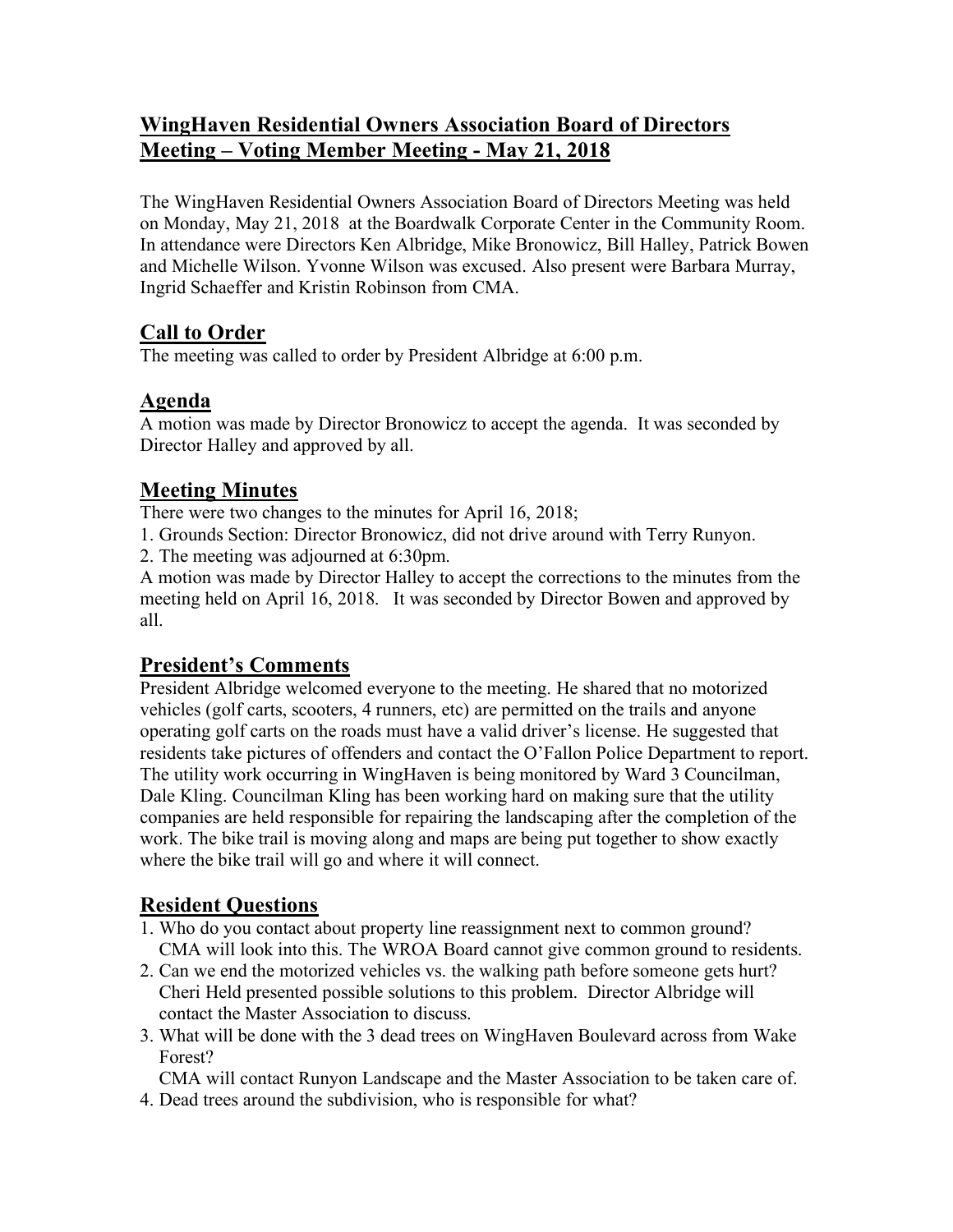# WingHaven Residential Owners Association Board of Directors Meeting – Voting Member Meeting - May 21, 2018

The WingHaven Residential Owners Association Board of Directors Meeting was held on Monday, May 21, 2018 at the Boardwalk Corporate Center in the Community Room. In attendance were Directors Ken Albridge, Mike Bronowicz, Bill Halley, Patrick Bowen and Michelle Wilson. Yvonne Wilson was excused. Also present were Barbara Murray, Ingrid Schaeffer and Kristin Robinson from CMA.

## Call to Order

The meeting was called to order by President Albridge at 6:00 p.m.

## Agenda

A motion was made by Director Bronowicz to accept the agenda. It was seconded by Director Halley and approved by all.

## Meeting Minutes

There were two changes to the minutes for April 16, 2018;

1. Grounds Section: Director Bronowicz, did not drive around with Terry Runyon.
2. The meeting was adjourned at 6:30pm.

A motion was made by Director Halley to accept the corrections to the minutes from the meeting held on April 16, 2018. It was seconded by Director Bowen and approved by all.

## President's Comments

President Albridge welcomed everyone to the meeting. He shared that no motorized vehicles (golf carts, scooters, 4 runners, etc) are permitted on the trails and anyone operating golf carts on the roads must have a valid driver's license. He suggested that residents take pictures of offenders and contact the O'Fallon Police Department to report. The utility work occurring in WingHaven is being monitored by Ward 3 Councilman, Dale Kling. Councilman Kling has been working hard on making sure that the utility companies are held responsible for repairing the landscaping after the completion of the work. The bike trail is moving along and maps are being put together to show exactly where the bike trail will go and where it will connect.

## Resident Questions

1. Who do you contact about property line reassignment next to common ground? CMA will look into this. The WROA Board cannot give common ground to residents.
2. Can we end the motorized vehicles vs. the walking path before someone gets hurt? Cheri Held presented possible solutions to this problem. Director Albridge will contact the Master Association to discuss.
3. What will be done with the 3 dead trees on WingHaven Boulevard across from Wake Forest?
   CMA will contact Runyon Landscape and the Master Association to be taken care of.
4. Dead trees around the subdivision, who is responsible for what?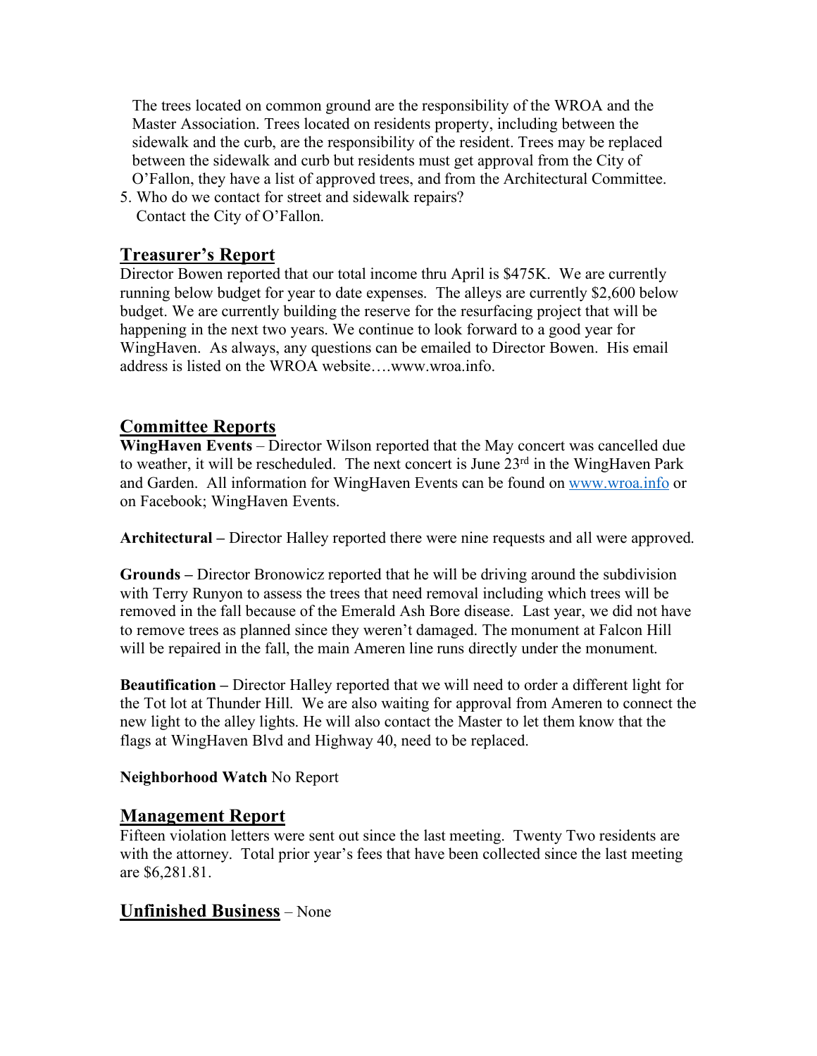The trees located on common ground are the responsibility of the WROA and the Master Association. Trees located on residents property, including between the sidewalk and the curb, are the responsibility of the resident. Trees may be replaced between the sidewalk and curb but residents must get approval from the City of O'Fallon, they have a list of approved trees, and from the Architectural Committee.

5. Who do we contact for street and sidewalk repairs?
   Contact the City of O'Fallon.

## Treasurer's Report

Director Bowen reported that our total income thru April is $475K. We are currently running below budget for year to date expenses. The alleys are currently $2,600 below budget. We are currently building the reserve for the resurfacing project that will be happening in the next two years. We continue to look forward to a good year for WingHaven. As always, any questions can be emailed to Director Bowen. His email address is listed on the WROA website….www.wroa.info.

## Committee Reports

**WingHaven Events** – Director Wilson reported that the May concert was cancelled due to weather, it will be rescheduled. The next concert is June 23rd in the WingHaven Park and Garden. All information for WingHaven Events can be found on www.wroa.info or on Facebook; WingHaven Events.

**Architectural –** Director Halley reported there were nine requests and all were approved.

**Grounds –** Director Bronowicz reported that he will be driving around the subdivision with Terry Runyon to assess the trees that need removal including which trees will be removed in the fall because of the Emerald Ash Bore disease. Last year, we did not have to remove trees as planned since they weren't damaged. The monument at Falcon Hill will be repaired in the fall, the main Ameren line runs directly under the monument.

**Beautification –** Director Halley reported that we will need to order a different light for the Tot lot at Thunder Hill. We are also waiting for approval from Ameren to connect the new light to the alley lights. He will also contact the Master to let them know that the flags at WingHaven Blvd and Highway 40, need to be replaced.

**Neighborhood Watch** No Report

## Management Report

Fifteen violation letters were sent out since the last meeting. Twenty Two residents are with the attorney. Total prior year's fees that have been collected since the last meeting are $6,281.81.

## Unfinished Business – None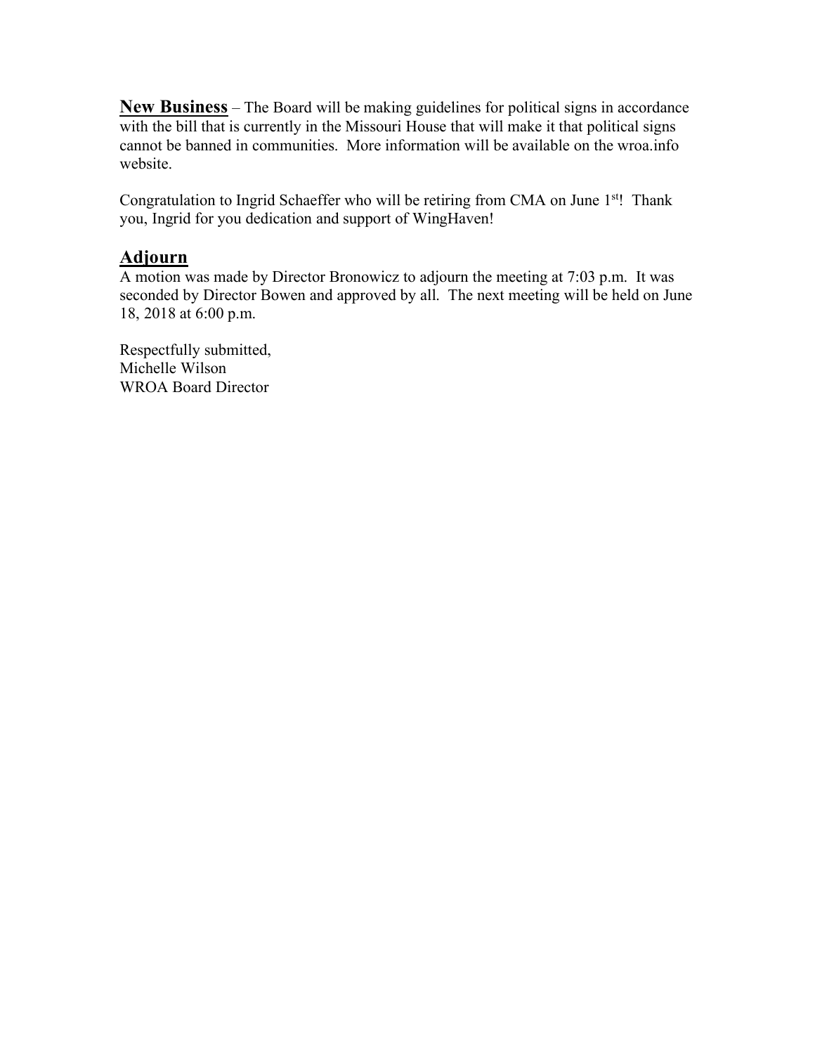**New Business** – The Board will be making guidelines for political signs in accordance with the bill that is currently in the Missouri House that will make it that political signs cannot be banned in communities. More information will be available on the wroa.info website.

Congratulation to Ingrid Schaeffer who will be retiring from CMA on June 1st! Thank you, Ingrid for you dedication and support of WingHaven!

## Adjourn

A motion was made by Director Bronowicz to adjourn the meeting at 7:03 p.m. It was seconded by Director Bowen and approved by all. The next meeting will be held on June 18, 2018 at 6:00 p.m.

Respectfully submitted,
Michelle Wilson
WROA Board Director